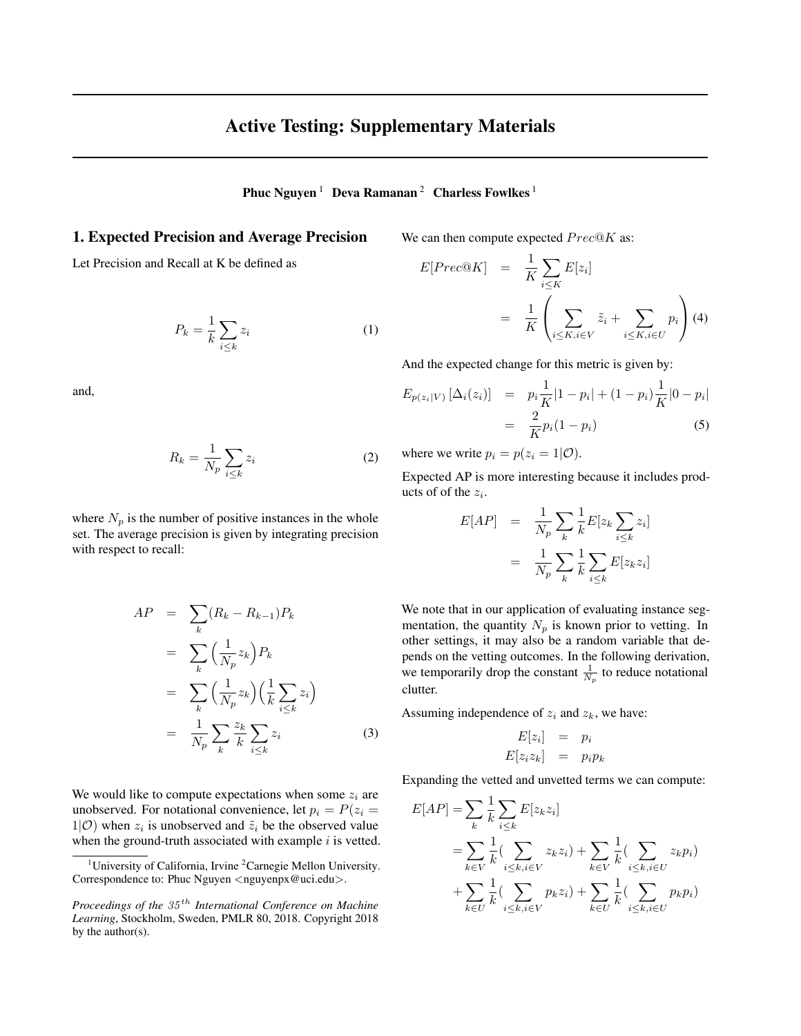# Active Testing: Supplementary Materials

**Phuc Nguyen** [1] **Deva Ramanan** [2] **Charless Fowlkes** [1]

## 1. Expected Precision and Average Precision

Let Precision and Recall at K be defined as

$$P_k = \frac{1}{k} \sum_{i \leq k} z_i \tag{1}$$

and,

$$R_k = \frac{1}{N_p} \sum_{i \leq k} z_i \tag{2}$$

where $N_p$ is the number of positive instances in the whole set. The average precision is given by integrating precision with respect to recall:

$$\begin{aligned}
AP &= \sum_k (R_k - R_{k-1}) P_k \\
&= \sum_k \Big( \frac{1}{N_p} z_k \Big) P_k \\
&= \sum_k \Big( \frac{1}{N_p} z_k \Big) \Big( \frac{1}{k} \sum_{i \leq k} z_i \Big) \\
&= \frac{1}{N_p} \sum_k \frac{z_k}{k} \sum_{i \leq k} z_i
\end{aligned} \tag{3}$$

We would like to compute expectations when some $z_i$ are unobserved. For notational convenience, let $p_i = P(z_i = 1|\mathcal{O})$ when $z_i$ is unobserved and $\tilde{z}_i$ be the observed value when the ground-truth associated with example $i$ is vetted.

We can then compute expected $Prec@K$ as:

$$\begin{aligned}
E[Prec@K] &= \frac{1}{K} \sum_{i \leq K} E[z_i] \\
&= \frac{1}{K} \left( \sum_{i \leq K, i \in V} \tilde{z}_i + \sum_{i \leq K, i \in U} p_i \right)
\end{aligned} \tag{4}$$

And the expected change for this metric is given by:

$$\begin{aligned}
E_{p(z_i|V)} \left[ \Delta_i(z_i) \right] &= p_i \frac{1}{K} |1 - p_i| + (1 - p_i) \frac{1}{K} |0 - p_i| \\
&= \frac{2}{K} p_i (1 - p_i)
\end{aligned} \tag{5}$$

where we write $p_i = p(z_i = 1|\mathcal{O})$.

Expected AP is more interesting because it includes products of of the $z_i$.

$$\begin{aligned}
E[AP] &= \frac{1}{N_p} \sum_k \frac{1}{k} E[z_k \sum_{i \leq k} z_i] \\
&= \frac{1}{N_p} \sum_k \frac{1}{k} \sum_{i \leq k} E[z_k z_i]
\end{aligned}$$

We note that in our application of evaluating instance segmentation, the quantity $N_p$ is known prior to vetting. In other settings, it may also be a random variable that depends on the vetting outcomes. In the following derivation, we temporarily drop the constant $\frac{1}{N_p}$ to reduce notational clutter.

Assuming independence of $z_i$ and $z_k$, we have:

$$\begin{aligned}
E[z_i] &= p_i \\
E[z_i z_k] &= p_i p_k
\end{aligned}$$

Expanding the vetted and unvetted terms we can compute:

$$\begin{aligned}
E[AP] = &\sum_k \frac{1}{k} \sum_{i \leq k} E[z_k z_i] \\
= &\sum_{k \in V} \frac{1}{k} \big( \sum_{i \leq k, i \in V} z_k z_i \big) + \sum_{k \in V} \frac{1}{k} \big( \sum_{i \leq k, i \in U} z_k p_i \big) \\
&+ \sum_{k \in U} \frac{1}{k} \big( \sum_{i \leq k, i \in V} p_k z_i \big) + \sum_{k \in U} \frac{1}{k} \big( \sum_{i \leq k, i \in U} p_k p_i \big)
\end{aligned}$$

---

[1] University of California, Irvine [2] Carnegie Mellon University. Correspondence to: Phuc Nguyen <nguyenpx@uci.edu>.

*Proceedings of the 35th International Conference on Machine Learning*, Stockholm, Sweden, PMLR 80, 2018. Copyright 2018 by the author(s).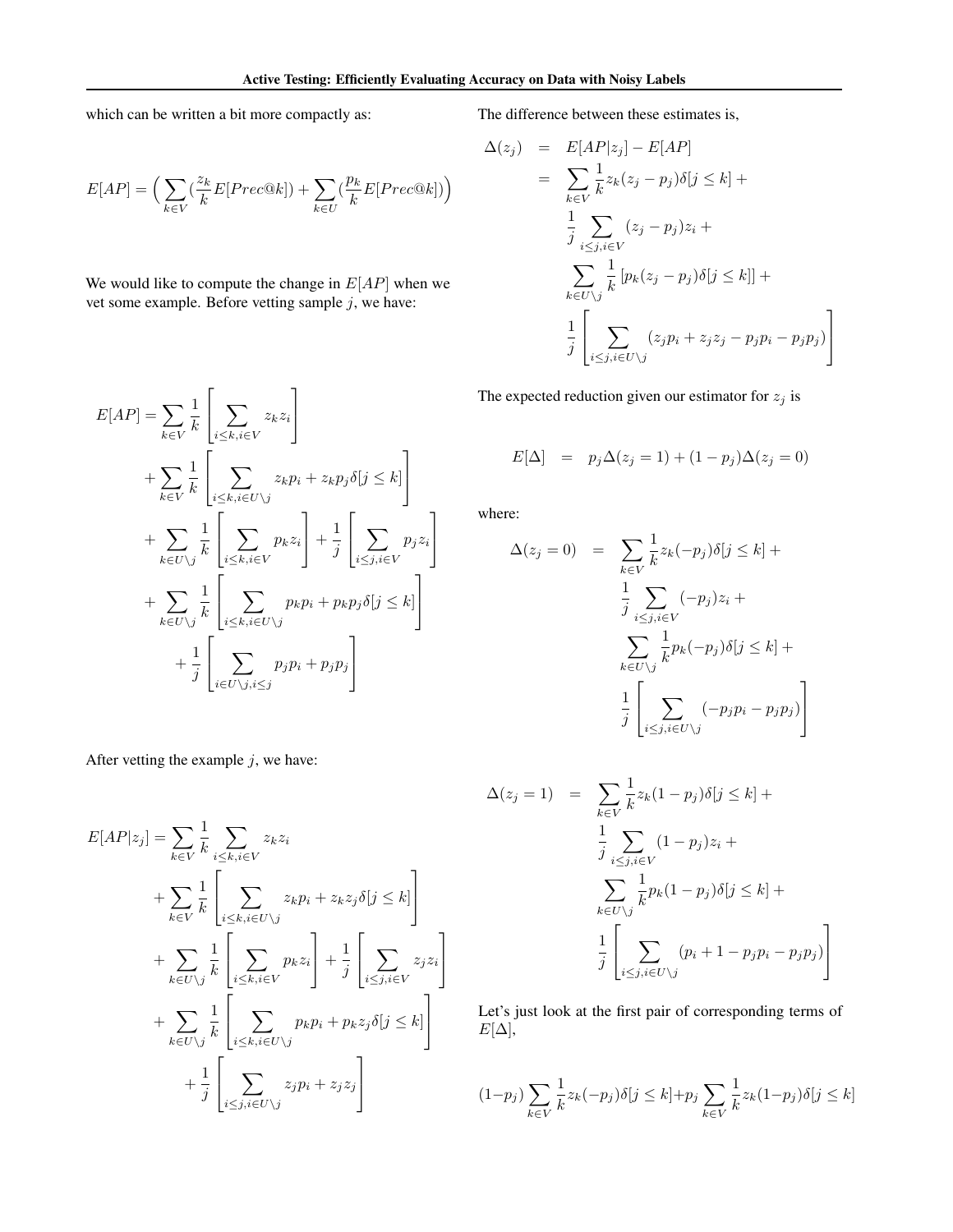which can be written a bit more compactly as:

$$E[AP] = \Big( \sum_{k \in V} (\frac{z_k}{k} E[Prec@k]) + \sum_{k \in U} (\frac{p_k}{k} E[Prec@k]) \Big)$$

We would like to compute the change in $E[AP]$ when we vet some example. Before vetting sample $j$, we have:

$$\begin{aligned}
E[AP] = &\sum_{k \in V} \frac{1}{k} \left[ \sum_{i \leq k, i \in V} z_k z_i \right] \\
&+ \sum_{k \in V} \frac{1}{k} \left[ \sum_{i \leq k, i \in U \setminus j} z_k p_i + z_k p_j \delta[j \leq k] \right] \\
&+ \sum_{k \in U \setminus j} \frac{1}{k} \left[ \sum_{i \leq k, i \in V} p_k z_i \right] + \frac{1}{j} \left[ \sum_{i \leq j, i \in V} p_j z_i \right] \\
&+ \sum_{k \in U \setminus j} \frac{1}{k} \left[ \sum_{i \leq k, i \in U \setminus j} p_k p_i + p_k p_j \delta[j \leq k] \right] \\
&+ \frac{1}{j} \left[ \sum_{i \in U \setminus j, i \leq j} p_j p_i + p_j p_j \right]
\end{aligned}$$

After vetting the example $j$, we have:

$$\begin{aligned}
E[AP|z_j] = &\sum_{k \in V} \frac{1}{k} \sum_{i \leq k, i \in V} z_k z_i \\
&+ \sum_{k \in V} \frac{1}{k} \left[ \sum_{i \leq k, i \in U \setminus j} z_k p_i + z_k z_j \delta[j \leq k] \right] \\
&+ \sum_{k \in U \setminus j} \frac{1}{k} \left[ \sum_{i \leq k, i \in V} p_k z_i \right] + \frac{1}{j} \left[ \sum_{i \leq j, i \in V} z_j z_i \right] \\
&+ \sum_{k \in U \setminus j} \frac{1}{k} \left[ \sum_{i \leq k, i \in U \setminus j} p_k p_i + p_k z_j \delta[j \leq k] \right] \\
&+ \frac{1}{j} \left[ \sum_{i \leq j, i \in U \setminus j} z_j p_i + z_j z_j \right]
\end{aligned}$$

The difference between these estimates is,

$$\begin{aligned}
\Delta(z_j) &= E[AP|z_j] - E[AP] \\
&= \sum_{k \in V} \frac{1}{k} z_k (z_j - p_j) \delta[j \leq k] + \\
&\quad \frac{1}{j} \sum_{i \leq j, i \in V} (z_j - p_j) z_i + \\
&\quad \sum_{k \in U \setminus j} \frac{1}{k} \left[ p_k (z_j - p_j) \delta[j \leq k] \right] + \\
&\quad \frac{1}{j} \left[ \sum_{i \leq j, i \in U \setminus j} (z_j p_i + z_j z_j - p_j p_i - p_j p_j) \right]
\end{aligned}$$

The expected reduction given our estimator for $z_j$ is

$$E[\Delta] = p_j \Delta(z_j = 1) + (1 - p_j) \Delta(z_j = 0)$$

where:

$$\begin{aligned}
\Delta(z_j = 0) &= \sum_{k \in V} \frac{1}{k} z_k (-p_j) \delta[j \leq k] + \\
&\quad \frac{1}{j} \sum_{i \leq j, i \in V} (-p_j) z_i + \\
&\quad \sum_{k \in U \setminus j} \frac{1}{k} p_k (-p_j) \delta[j \leq k] + \\
&\quad \frac{1}{j} \left[ \sum_{i \leq j, i \in U \setminus j} (-p_j p_i - p_j p_j) \right]
\end{aligned}$$

$$\begin{aligned}
\Delta(z_j = 1) &= \sum_{k \in V} \frac{1}{k} z_k (1 - p_j) \delta[j \leq k] + \\
&\quad \frac{1}{j} \sum_{i \leq j, i \in V} (1 - p_j) z_i + \\
&\quad \sum_{k \in U \setminus j} \frac{1}{k} p_k (1 - p_j) \delta[j \leq k] + \\
&\quad \frac{1}{j} \left[ \sum_{i \leq j, i \in U \setminus j} (p_i + 1 - p_j p_i - p_j p_j) \right]
\end{aligned}$$

Let's just look at the first pair of corresponding terms of $E[\Delta]$,

$$(1-p_j) \sum_{k \in V} \frac{1}{k} z_k (-p_j) \delta[j \leq k] + p_j \sum_{k \in V} \frac{1}{k} z_k (1-p_j) \delta[j \leq k]$$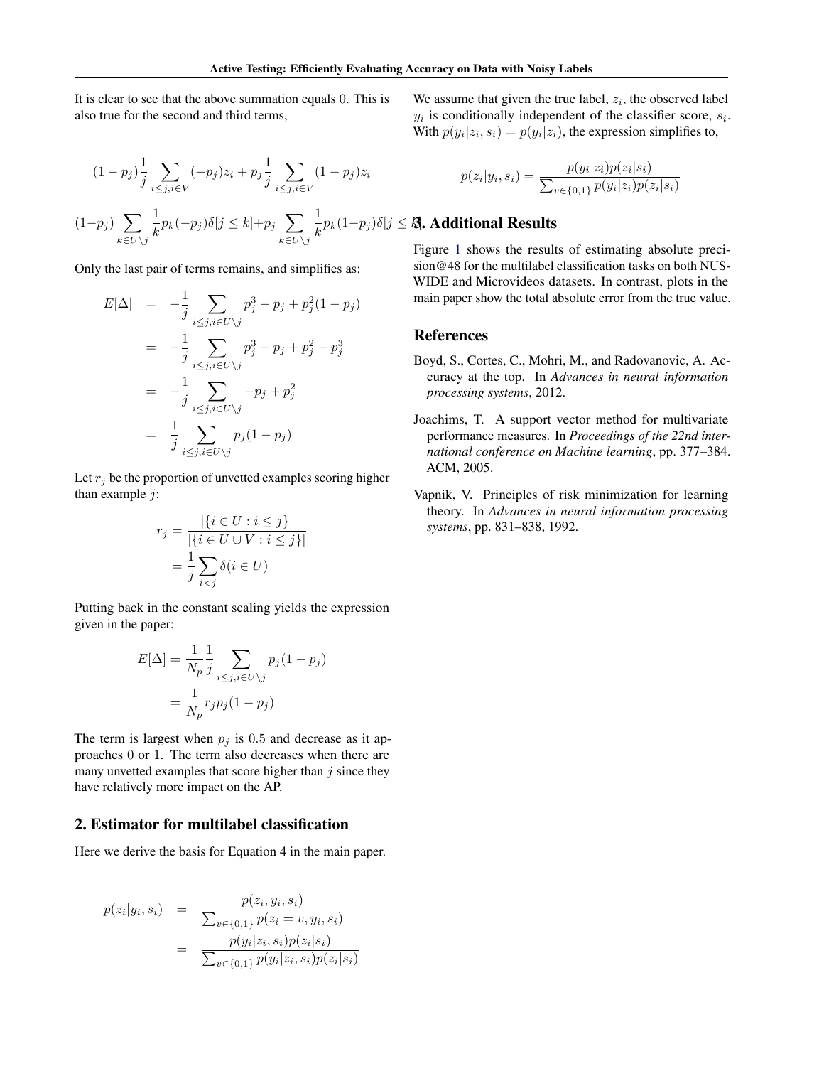It is clear to see that the above summation equals 0. This is also true for the second and third terms,

$$(1-p_j)\frac{1}{j}\sum_{i\leq j, i\in V}(-p_j)z_i + p_j\frac{1}{j}\sum_{i\leq j, i\in V}(1-p_j)z_i$$

$$(1-p_j)\sum_{k\in U\setminus j}\frac{1}{k}p_k(-p_j)\delta[j\leq k]+p_j\sum_{k\in U\setminus j}\frac{1}{k}p_k(1-p_j)\delta[j\leq k]$$

Only the last pair of terms remains, and simplifies as:

$$\begin{aligned}
E[\Delta] &= -\frac{1}{j}\sum_{i\leq j, i\in U\setminus j} p_j^3 - p_j + p_j^2(1-p_j) \\
&= -\frac{1}{j}\sum_{i\leq j, i\in U\setminus j} p_j^3 - p_j + p_j^2 - p_j^3 \\
&= -\frac{1}{j}\sum_{i\leq j, i\in U\setminus j} -p_j + p_j^2 \\
&= \frac{1}{j}\sum_{i\leq j, i\in U\setminus j} p_j(1-p_j)
\end{aligned}$$

Let $r_j$ be the proportion of unvetted examples scoring higher than example $j$:

$$\begin{aligned}
r_j &= \frac{|\{i\in U : i\leq j\}|}{|\{i\in U\cup V : i\leq j\}|} \\
&= \frac{1}{j}\sum_{i<j}\delta(i\in U)
\end{aligned}$$

Putting back in the constant scaling yields the expression given in the paper:

$$\begin{aligned}
E[\Delta] &= \frac{1}{N_p}\frac{1}{j}\sum_{i\leq j, i\in U\setminus j} p_j(1-p_j) \\
&= \frac{1}{N_p} r_j p_j (1-p_j)
\end{aligned}$$

The term is largest when $p_j$ is 0.5 and decrease as it approaches 0 or 1. The term also decreases when there are many unvetted examples that score higher than $j$ since they have relatively more impact on the AP.

## 2. Estimator for multilabel classification

Here we derive the basis for Equation 4 in the main paper.

$$\begin{aligned}
p(z_i|y_i, s_i) &= \frac{p(z_i, y_i, s_i)}{\sum_{v\in\{0,1\}} p(z_i = v, y_i, s_i)} \\
&= \frac{p(y_i|z_i, s_i)p(z_i|s_i)}{\sum_{v\in\{0,1\}} p(y_i|z_i, s_i)p(z_i|s_i)}
\end{aligned}$$

We assume that given the true label, $z_i$, the observed label $y_i$ is conditionally independent of the classifier score, $s_i$. With $p(y_i|z_i, s_i) = p(y_i|z_i)$, the expression simplifies to,

$$p(z_i|y_i, s_i) = \frac{p(y_i|z_i)p(z_i|s_i)}{\sum_{v\in\{0,1\}} p(y_i|z_i)p(z_i|s_i)}$$

## 3. Additional Results

Figure 1 shows the results of estimating absolute precision@48 for the multilabel classification tasks on both NUS-WIDE and Microvideos datasets. In contrast, plots in the main paper show the total absolute error from the true value.

## References

Boyd, S., Cortes, C., Mohri, M., and Radovanovic, A. Accuracy at the top. In *Advances in neural information processing systems*, 2012.

Joachims, T. A support vector method for multivariate performance measures. In *Proceedings of the 22nd international conference on Machine learning*, pp. 377–384. ACM, 2005.

Vapnik, V. Principles of risk minimization for learning theory. In *Advances in neural information processing systems*, pp. 831–838, 1992.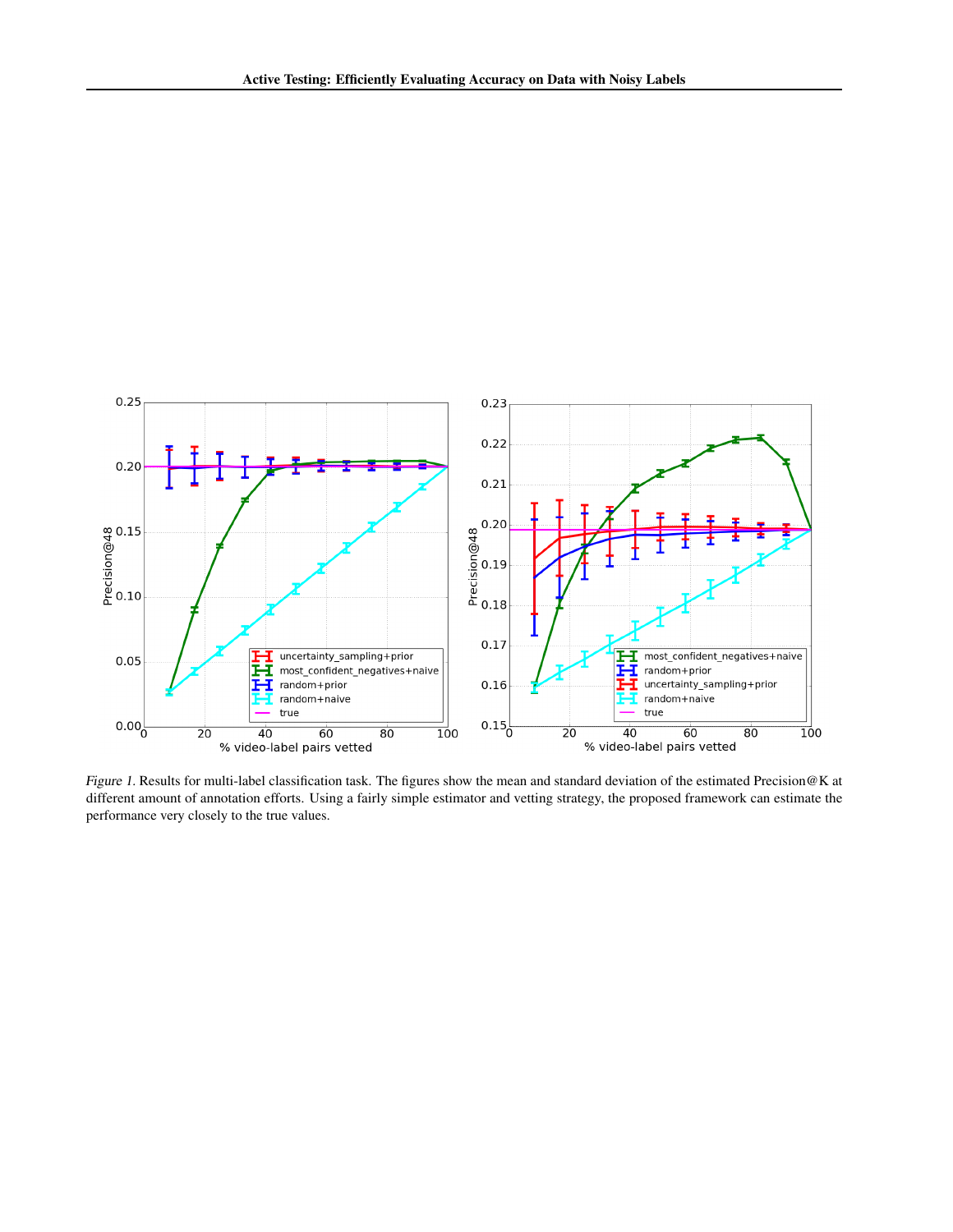0.25
0.20
0.15
0.10
0.05
0.00
Precision@48
0 20 40 60 80 100
% video-label pairs vetted
uncertainty_sampling+prior
most_confident_negatives+naive
random+prior
random+naive
true

0.23
0.22
0.21
0.20
0.19
0.18
0.17
0.16
0.15
Precision@48
0 20 40 60 80 100
% video-label pairs vetted
most_confident_negatives+naive
random+prior
uncertainty_sampling+prior
random+naive
true

*Figure 1.* Results for multi-label classification task. The figures show the mean and standard deviation of the estimated Precision@K at different amount of annotation efforts. Using a fairly simple estimator and vetting strategy, the proposed framework can estimate the performance very closely to the true values.